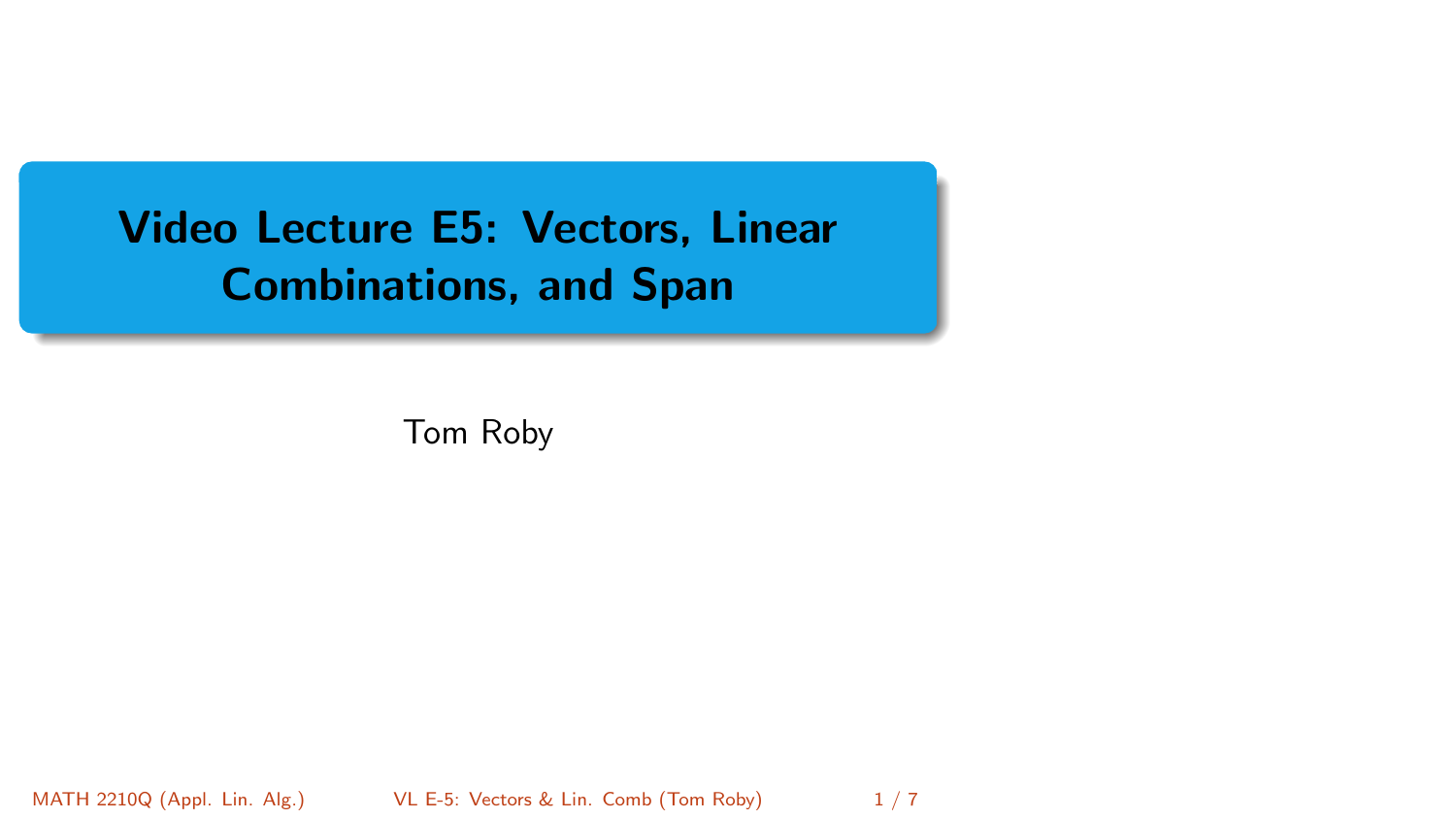# Video Lecture E5: Vectors, Linear Combinations, and Span

Tom Roby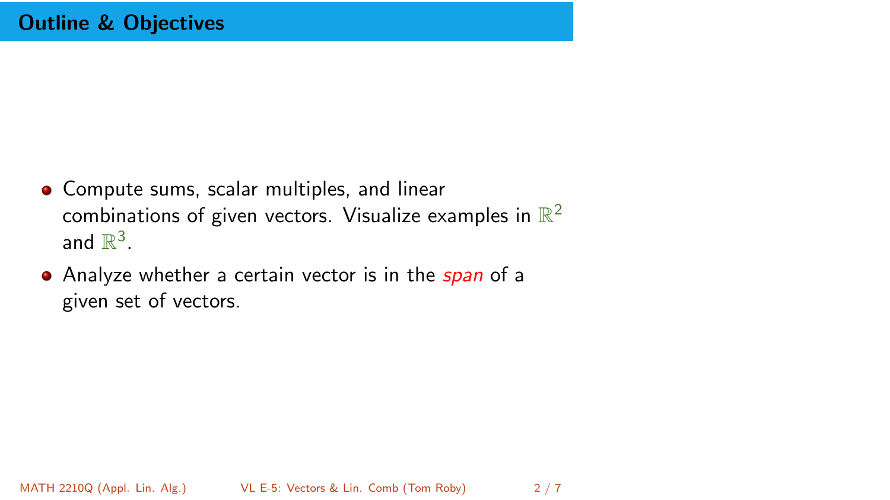## Outline & Objectives

- Compute sums, scalar multiples, and linear combinations of given vectors. Visualize examples in $\mathbb{R}^2$ and $\mathbb{R}^3$.
- Analyze whether a certain vector is in the *span* of a given set of vectors.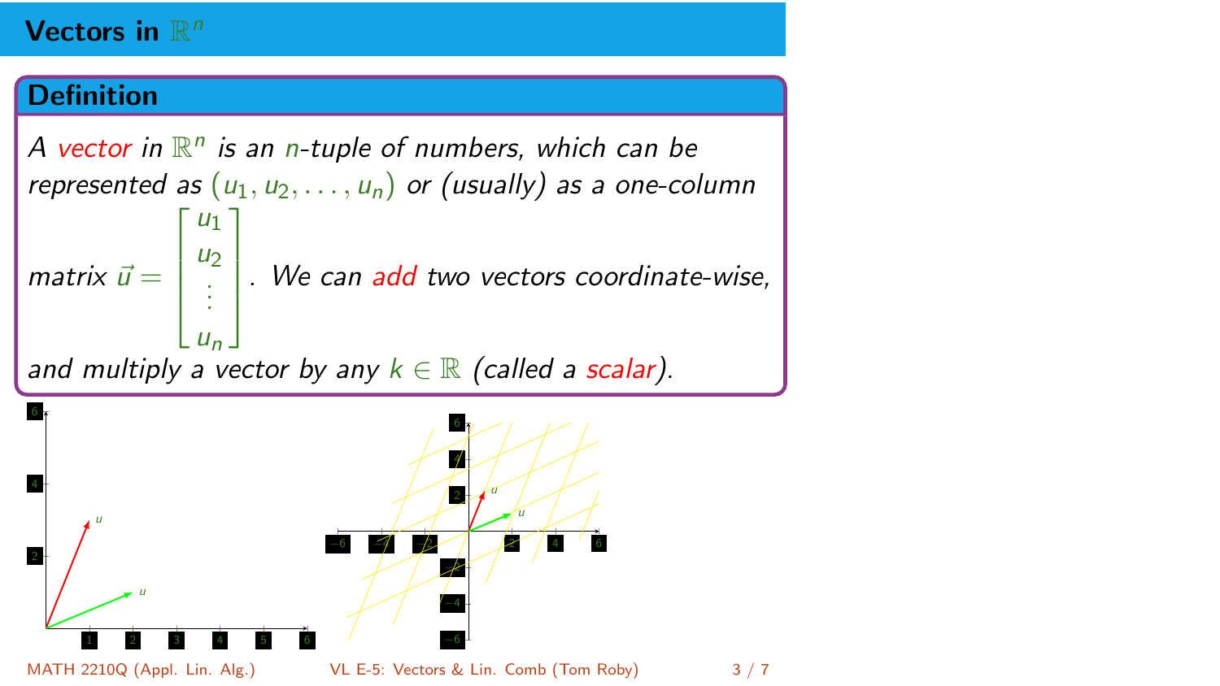# Vectors in $\mathbb{R}^n$

## Definition

*A vector in $\mathbb{R}^n$ is an $n$-tuple of numbers, which can be represented as $(u_1, u_2, \ldots, u_n)$ or (usually) as a one-column matrix $\vec{u} = \begin{bmatrix} u_1 \\ u_2 \\ \vdots \\ u_n \end{bmatrix}$. We can add two vectors coordinate-wise, and multiply a vector by any $k \in \mathbb{R}$ (called a scalar).*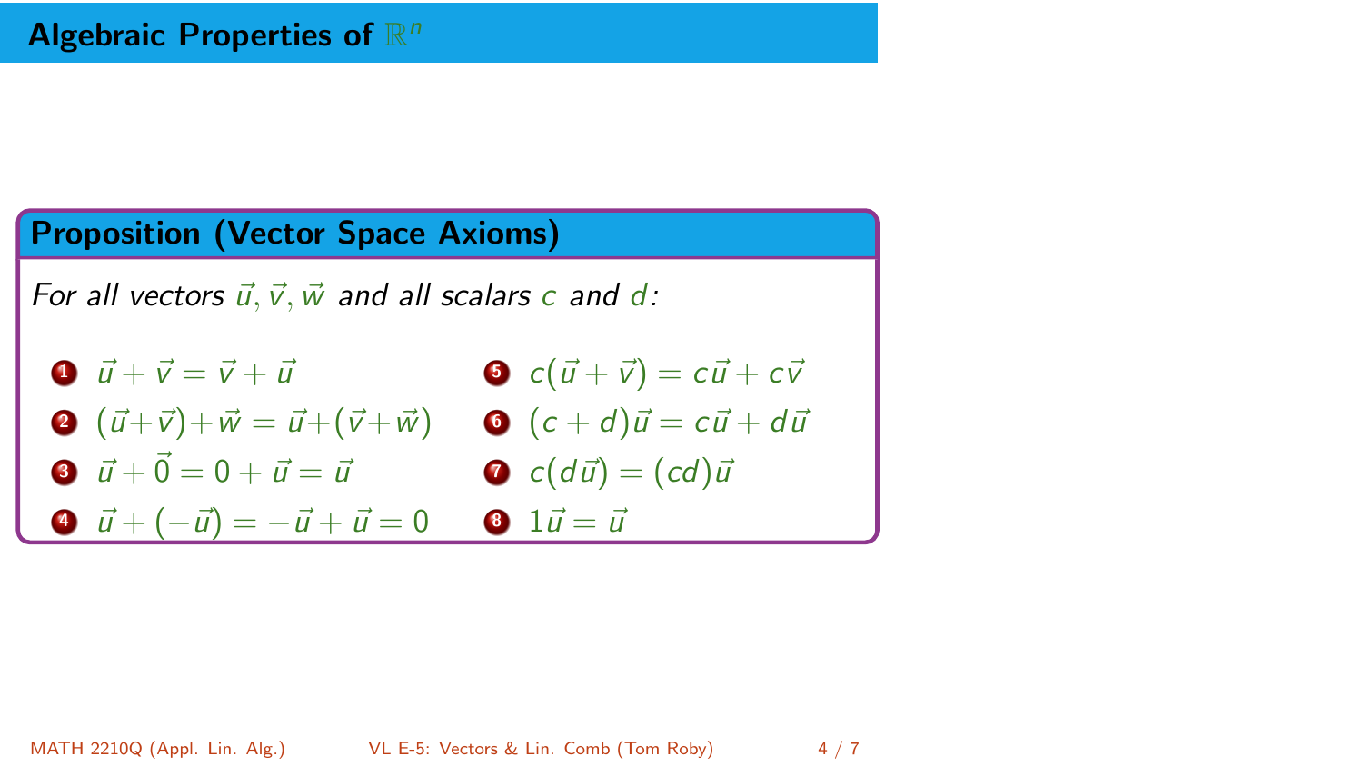# Algebraic Properties of $\mathbb{R}^n$

## Proposition (Vector Space Axioms)

*For all vectors* $\vec{u}, \vec{v}, \vec{w}$ *and all scalars* $c$ *and* $d$*:*

1. $\vec{u} + \vec{v} = \vec{v} + \vec{u}$
2. $(\vec{u}+\vec{v})+\vec{w} = \vec{u}+(\vec{v}+\vec{w})$
3. $\vec{u} + \vec{0} = 0 + \vec{u} = \vec{u}$
4. $\vec{u} + (-\vec{u}) = -\vec{u} + \vec{u} = 0$
5. $c(\vec{u} + \vec{v}) = c\vec{u} + c\vec{v}$
6. $(c + d)\vec{u} = c\vec{u} + d\vec{u}$
7. $c(d\vec{u}) = (cd)\vec{u}$
8. $1\vec{u} = \vec{u}$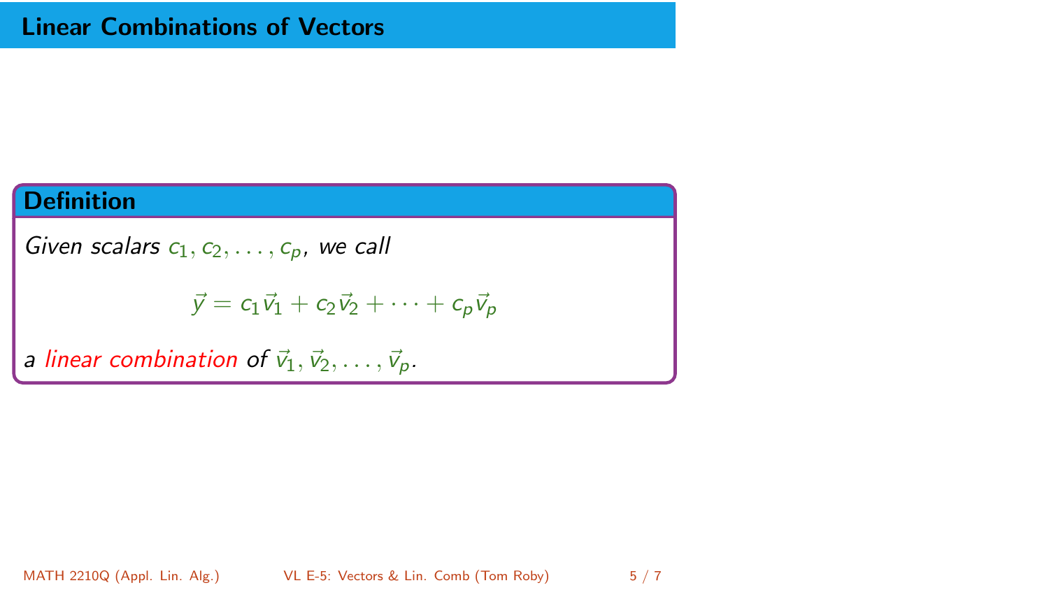# Linear Combinations of Vectors

**Definition**

*Given scalars* $c_1, c_2, \ldots, c_p$, *we call*

$$\vec{y} = c_1\vec{v}_1 + c_2\vec{v}_2 + \cdots + c_p\vec{v}_p$$

*a linear combination of* $\vec{v}_1, \vec{v}_2, \ldots, \vec{v}_p$.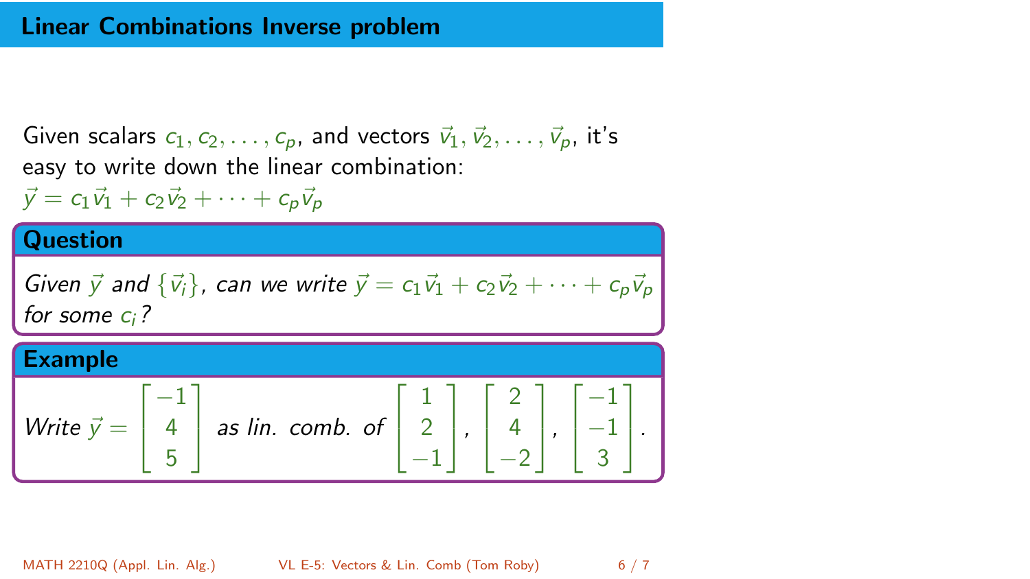## Linear Combinations Inverse problem

Given scalars $c_1, c_2, \ldots, c_p$, and vectors $\vec{v}_1, \vec{v}_2, \ldots, \vec{v}_p$, it's easy to write down the linear combination:
$\vec{y} = c_1\vec{v}_1 + c_2\vec{v}_2 + \cdots + c_p\vec{v}_p$

### Question

*Given $\vec{y}$ and $\{\vec{v}_i\}$, can we write $\vec{y} = c_1\vec{v}_1 + c_2\vec{v}_2 + \cdots + c_p\vec{v}_p$ for some $c_i$?*

### Example

*Write* $\vec{y} = \begin{bmatrix} -1 \\ 4 \\ 5 \end{bmatrix}$ *as lin. comb. of* $\begin{bmatrix} 1 \\ 2 \\ -1 \end{bmatrix}, \begin{bmatrix} 2 \\ 4 \\ -2 \end{bmatrix}, \begin{bmatrix} -1 \\ -1 \\ 3 \end{bmatrix}$.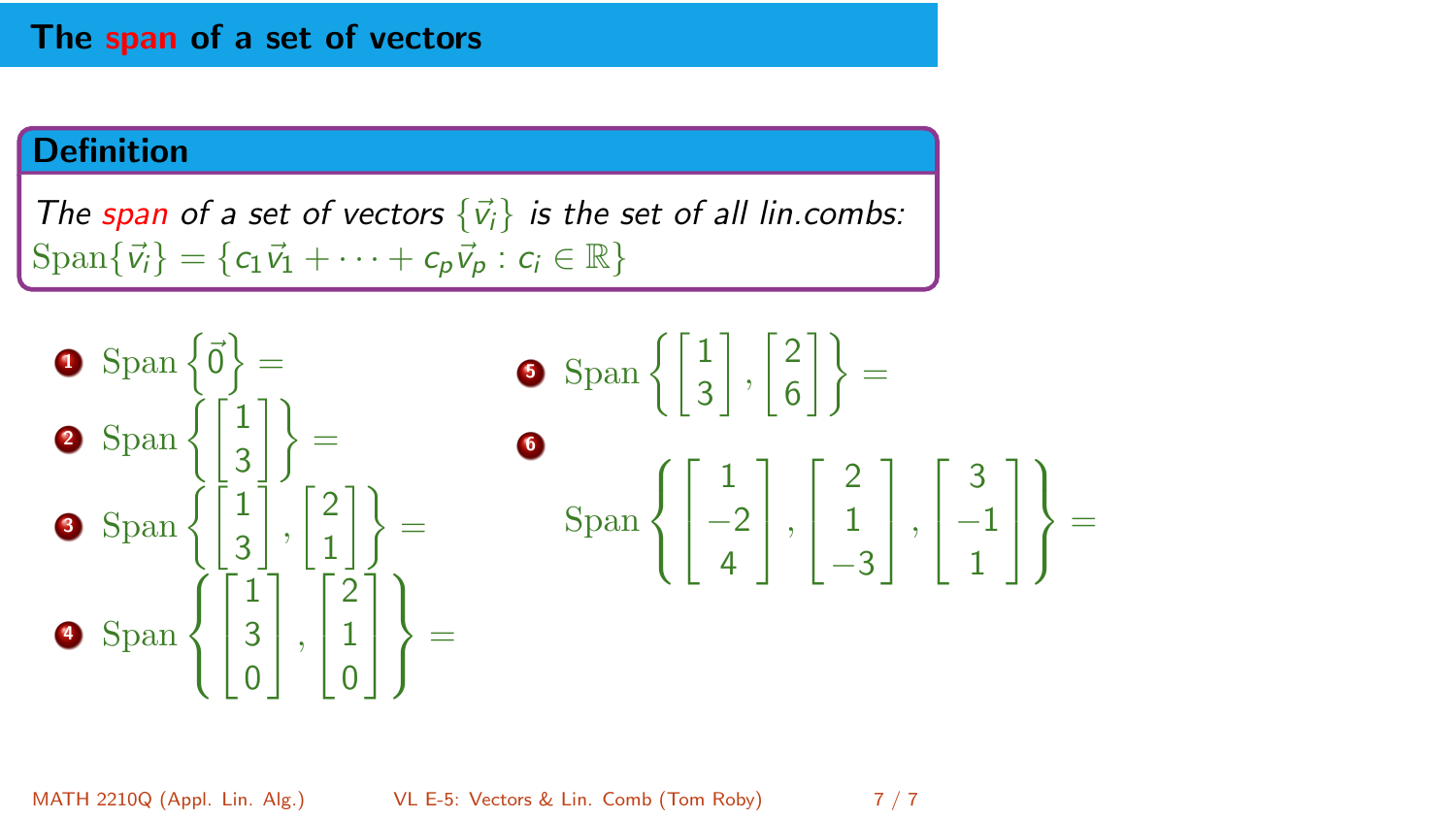# The span of a set of vectors

**Definition**

*The span of a set of vectors* $\{\vec{v}_i\}$ *is the set of all lin.combs:*
$\text{Span}\{\vec{v}_i\} = \{c_1\vec{v}_1 + \cdots + c_p\vec{v}_p : c_i \in \mathbb{R}\}$

1. $\text{Span}\left\{\vec{0}\right\} =$
2. $\text{Span}\left\{\begin{bmatrix} 1 \\ 3 \end{bmatrix}\right\} =$
3. $\text{Span}\left\{\begin{bmatrix} 1 \\ 3 \end{bmatrix}, \begin{bmatrix} 2 \\ 1 \end{bmatrix}\right\} =$
4. $\text{Span}\left\{\begin{bmatrix} 1 \\ 3 \\ 0 \end{bmatrix}, \begin{bmatrix} 2 \\ 1 \\ 0 \end{bmatrix}\right\} =$
5. $\text{Span}\left\{\begin{bmatrix} 1 \\ 3 \end{bmatrix}, \begin{bmatrix} 2 \\ 6 \end{bmatrix}\right\} =$
6. $$\text{Span}\left\{\begin{bmatrix} 1 \\ -2 \\ 4 \end{bmatrix}, \begin{bmatrix} 2 \\ 1 \\ -3 \end{bmatrix}, \begin{bmatrix} 3 \\ -1 \\ 1 \end{bmatrix}\right\} =$$